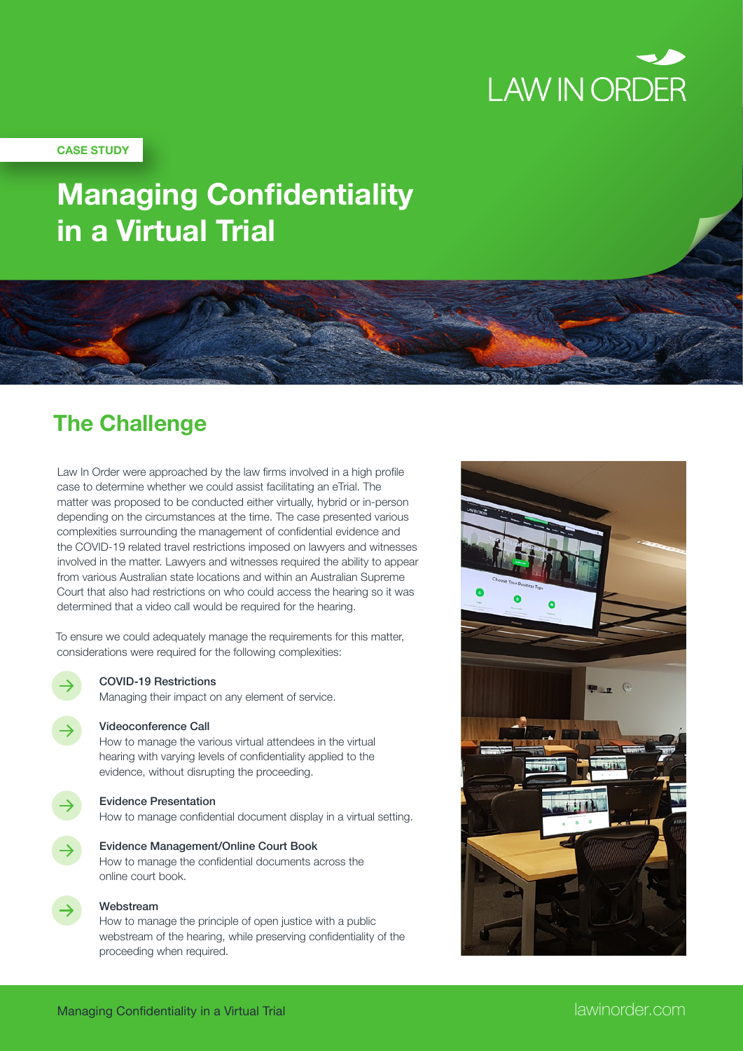LAW IN ORDER

CASE STUDY

# Managing Confidentiality in a Virtual Trial

## The Challenge

Law In Order were approached by the law firms involved in a high profile case to determine whether we could assist facilitating an eTrial. The matter was proposed to be conducted either virtually, hybrid or in-person depending on the circumstances at the time. The case presented various complexities surrounding the management of confidential evidence and the COVID-19 related travel restrictions imposed on lawyers and witnesses involved in the matter. Lawyers and witnesses required the ability to appear from various Australian state locations and within an Australian Supreme Court that also had restrictions on who could access the hearing so it was determined that a video call would be required for the hearing.

To ensure we could adequately manage the requirements for this matter, considerations were required for the following complexities:

- **COVID-19 Restrictions**
  Managing their impact on any element of service.

- **Videoconference Call**
  How to manage the various virtual attendees in the virtual hearing with varying levels of confidentiality applied to the evidence, without disrupting the proceeding.

- **Evidence Presentation**
  How to manage confidential document display in a virtual setting.

- **Evidence Management/Online Court Book**
  How to manage the confidential documents across the online court book.

- **Webstream**
  How to manage the principle of open justice with a public webstream of the hearing, while preserving confidentiality of the proceeding when required.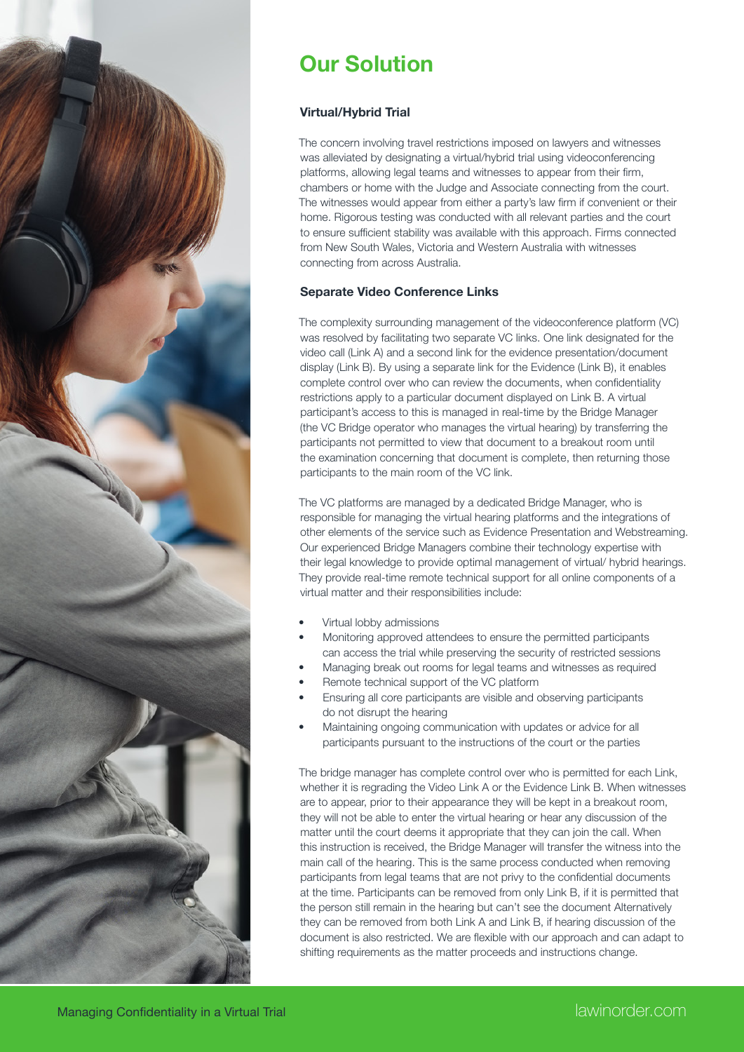# Our Solution

### Virtual/Hybrid Trial

The concern involving travel restrictions imposed on lawyers and witnesses was alleviated by designating a virtual/hybrid trial using videoconferencing platforms, allowing legal teams and witnesses to appear from their firm, chambers or home with the Judge and Associate connecting from the court. The witnesses would appear from either a party's law firm if convenient or their home. Rigorous testing was conducted with all relevant parties and the court to ensure sufficient stability was available with this approach. Firms connected from New South Wales, Victoria and Western Australia with witnesses connecting from across Australia.

### Separate Video Conference Links

The complexity surrounding management of the videoconference platform (VC) was resolved by facilitating two separate VC links. One link designated for the video call (Link A) and a second link for the evidence presentation/document display (Link B). By using a separate link for the Evidence (Link B), it enables complete control over who can review the documents, when confidentiality restrictions apply to a particular document displayed on Link B. A virtual participant's access to this is managed in real-time by the Bridge Manager (the VC Bridge operator who manages the virtual hearing) by transferring the participants not permitted to view that document to a breakout room until the examination concerning that document is complete, then returning those participants to the main room of the VC link.

The VC platforms are managed by a dedicated Bridge Manager, who is responsible for managing the virtual hearing platforms and the integrations of other elements of the service such as Evidence Presentation and Webstreaming. Our experienced Bridge Managers combine their technology expertise with their legal knowledge to provide optimal management of virtual/ hybrid hearings. They provide real-time remote technical support for all online components of a virtual matter and their responsibilities include:

- Virtual lobby admissions
- Monitoring approved attendees to ensure the permitted participants can access the trial while preserving the security of restricted sessions
- Managing break out rooms for legal teams and witnesses as required
- Remote technical support of the VC platform
- Ensuring all core participants are visible and observing participants do not disrupt the hearing
- Maintaining ongoing communication with updates or advice for all participants pursuant to the instructions of the court or the parties

The bridge manager has complete control over who is permitted for each Link, whether it is regrading the Video Link A or the Evidence Link B. When witnesses are to appear, prior to their appearance they will be kept in a breakout room, they will not be able to enter the virtual hearing or hear any discussion of the matter until the court deems it appropriate that they can join the call. When this instruction is received, the Bridge Manager will transfer the witness into the main call of the hearing. This is the same process conducted when removing participants from legal teams that are not privy to the confidential documents at the time. Participants can be removed from only Link B, if it is permitted that the person still remain in the hearing but can't see the document Alternatively they can be removed from both Link A and Link B, if hearing discussion of the document is also restricted. We are flexible with our approach and can adapt to shifting requirements as the matter proceeds and instructions change.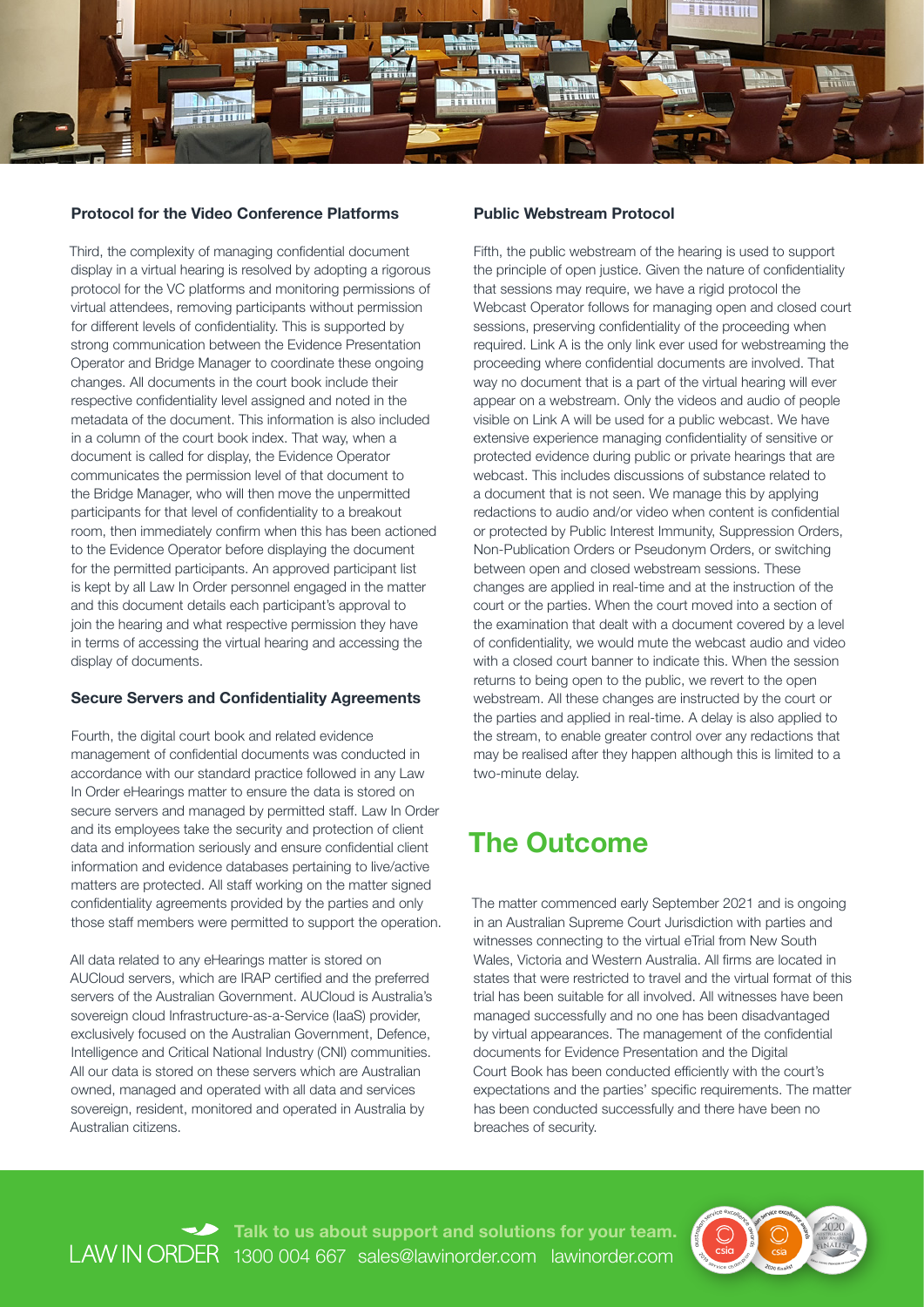### Protocol for the Video Conference Platforms

Third, the complexity of managing confidential document display in a virtual hearing is resolved by adopting a rigorous protocol for the VC platforms and monitoring permissions of virtual attendees, removing participants without permission for different levels of confidentiality. This is supported by strong communication between the Evidence Presentation Operator and Bridge Manager to coordinate these ongoing changes. All documents in the court book include their respective confidentiality level assigned and noted in the metadata of the document. This information is also included in a column of the court book index. That way, when a document is called for display, the Evidence Operator communicates the permission level of that document to the Bridge Manager, who will then move the unpermitted participants for that level of confidentiality to a breakout room, then immediately confirm when this has been actioned to the Evidence Operator before displaying the document for the permitted participants. An approved participant list is kept by all Law In Order personnel engaged in the matter and this document details each participant's approval to join the hearing and what respective permission they have in terms of accessing the virtual hearing and accessing the display of documents.

### Secure Servers and Confidentiality Agreements

Fourth, the digital court book and related evidence management of confidential documents was conducted in accordance with our standard practice followed in any Law In Order eHearings matter to ensure the data is stored on secure servers and managed by permitted staff. Law In Order and its employees take the security and protection of client data and information seriously and ensure confidential client information and evidence databases pertaining to live/active matters are protected. All staff working on the matter signed confidentiality agreements provided by the parties and only those staff members were permitted to support the operation.

All data related to any eHearings matter is stored on AUCloud servers, which are IRAP certified and the preferred servers of the Australian Government. AUCloud is Australia's sovereign cloud Infrastructure-as-a-Service (IaaS) provider, exclusively focused on the Australian Government, Defence, Intelligence and Critical National Industry (CNI) communities. All our data is stored on these servers which are Australian owned, managed and operated with all data and services sovereign, resident, monitored and operated in Australia by Australian citizens.

### Public Webstream Protocol

Fifth, the public webstream of the hearing is used to support the principle of open justice. Given the nature of confidentiality that sessions may require, we have a rigid protocol the Webcast Operator follows for managing open and closed court sessions, preserving confidentiality of the proceeding when required. Link A is the only link ever used for webstreaming the proceeding where confidential documents are involved. That way no document that is a part of the virtual hearing will ever appear on a webstream. Only the videos and audio of people visible on Link A will be used for a public webcast. We have extensive experience managing confidentiality of sensitive or protected evidence during public or private hearings that are webcast. This includes discussions of substance related to a document that is not seen. We manage this by applying redactions to audio and/or video when content is confidential or protected by Public Interest Immunity, Suppression Orders, Non-Publication Orders or Pseudonym Orders, or switching between open and closed webstream sessions. These changes are applied in real-time and at the instruction of the court or the parties. When the court moved into a section of the examination that dealt with a document covered by a level of confidentiality, we would mute the webcast audio and video with a closed court banner to indicate this. When the session returns to being open to the public, we revert to the open webstream. All these changes are instructed by the court or the parties and applied in real-time. A delay is also applied to the stream, to enable greater control over any redactions that may be realised after they happen although this is limited to a two-minute delay.

## The Outcome

The matter commenced early September 2021 and is ongoing in an Australian Supreme Court Jurisdiction with parties and witnesses connecting to the virtual eTrial from New South Wales, Victoria and Western Australia. All firms are located in states that were restricted to travel and the virtual format of this trial has been suitable for all involved. All witnesses have been managed successfully and no one has been disadvantaged by virtual appearances. The management of the confidential documents for Evidence Presentation and the Digital Court Book has been conducted efficiently with the court's expectations and the parties' specific requirements. The matter has been conducted successfully and there have been no breaches of security.

**Talk to us about support and solutions for your team.**

LAW IN ORDER 1300 004 667 sales@lawinorder.com lawinorder.com